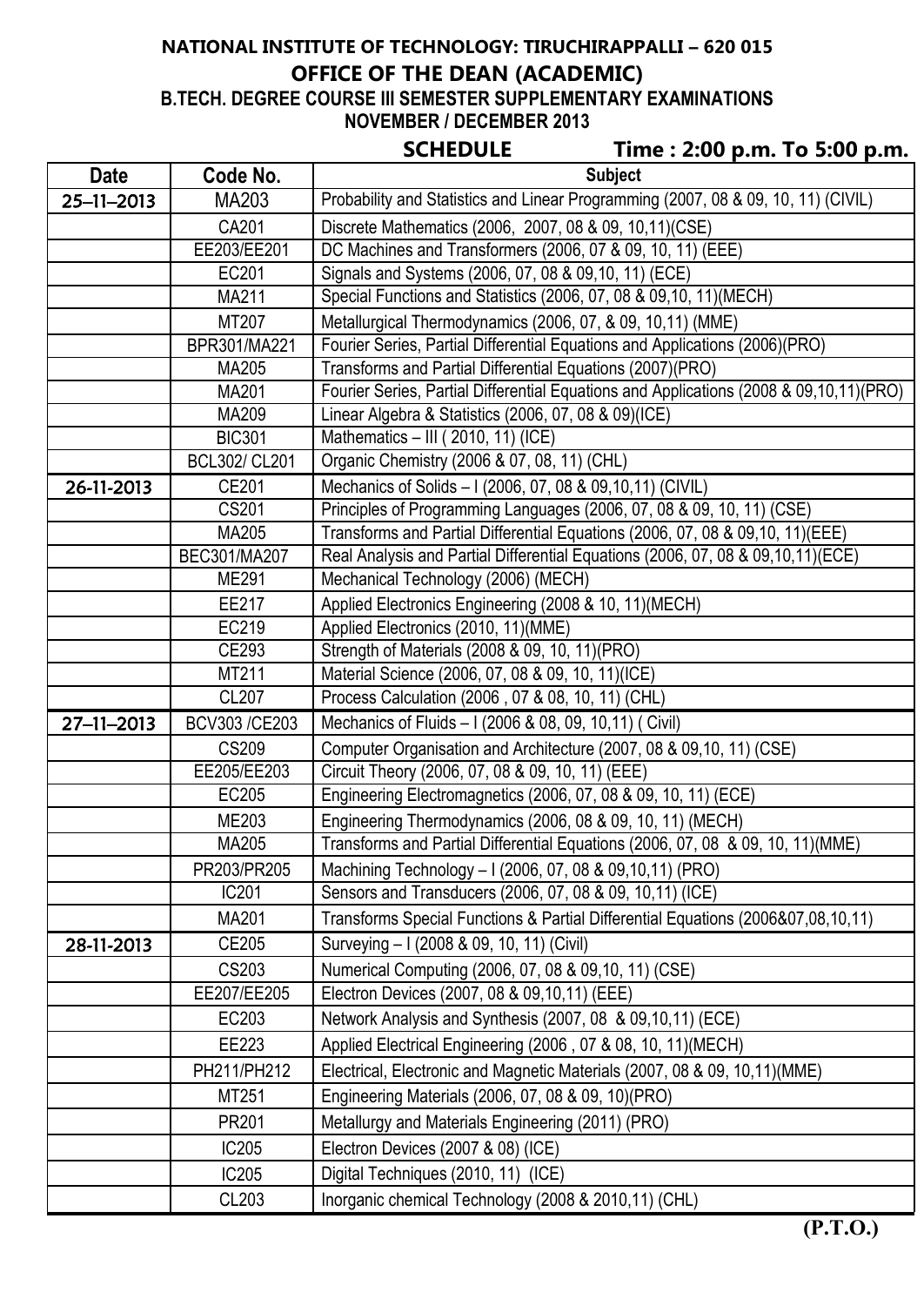**NATIONAL INSTITUTE OF TECHNOLOGY: TIRUCHIRAPPALLI – 620 015**

**OFFICE OF THE DEAN (ACADEMIC)**

**B.TECH. DEGREE COURSE III SEMESTER SUPPLEMENTARY EXAMINATIONS**

**NOVEMBER / DECEMBER 2013**

**SCHEDULE** **Time : 2:00 p.m. To 5:00 p.m.**

| Date | Code No. | Subject |
|---|---|---|
| 25–11–2013 | MA203 | Probability and Statistics and Linear Programming (2007, 08 & 09, 10, 11) (CIVIL) |
| | CA201 | Discrete Mathematics (2006, 2007, 08 & 09, 10,11)(CSE) |
| | EE203/EE201 | DC Machines and Transformers (2006, 07 & 09, 10, 11) (EEE) |
| | EC201 | Signals and Systems (2006, 07, 08 & 09,10, 11) (ECE) |
| | MA211 | Special Functions and Statistics (2006, 07, 08 & 09,10, 11)(MECH) |
| | MT207 | Metallurgical Thermodynamics (2006, 07, & 09, 10,11) (MME) |
| | BPR301/MA221 | Fourier Series, Partial Differential Equations and Applications (2006)(PRO) |
| | MA205 | Transforms and Partial Differential Equations (2007)(PRO) |
| | MA201 | Fourier Series, Partial Differential Equations and Applications (2008 & 09,10,11)(PRO) |
| | MA209 | Linear Algebra & Statistics (2006, 07, 08 & 09)(ICE) |
| | BIC301 | Mathematics – III ( 2010, 11) (ICE) |
| | BCL302/ CL201 | Organic Chemistry (2006 & 07, 08, 11) (CHL) |
| 26-11-2013 | CE201 | Mechanics of Solids – I (2006, 07, 08 & 09,10,11) (CIVIL) |
| | CS201 | Principles of Programming Languages (2006, 07, 08 & 09, 10, 11) (CSE) |
| | MA205 | Transforms and Partial Differential Equations (2006, 07, 08 & 09,10, 11)(EEE) |
| | BEC301/MA207 | Real Analysis and Partial Differential Equations (2006, 07, 08 & 09,10,11)(ECE) |
| | ME291 | Mechanical Technology (2006) (MECH) |
| | EE217 | Applied Electronics Engineering (2008 & 10, 11)(MECH) |
| | EC219 | Applied Electronics (2010, 11)(MME) |
| | CE293 | Strength of Materials (2008 & 09, 10, 11)(PRO) |
| | MT211 | Material Science (2006, 07, 08 & 09, 10, 11)(ICE) |
| | CL207 | Process Calculation (2006 , 07 & 08, 10, 11) (CHL) |
| 27–11–2013 | BCV303 /CE203 | Mechanics of Fluids – I (2006 & 08, 09, 10,11) ( Civil) |
| | CS209 | Computer Organisation and Architecture (2007, 08 & 09,10, 11) (CSE) |
| | EE205/EE203 | Circuit Theory (2006, 07, 08 & 09, 10, 11) (EEE) |
| | EC205 | Engineering Electromagnetics (2006, 07, 08 & 09, 10, 11) (ECE) |
| | ME203 | Engineering Thermodynamics (2006, 08 & 09, 10, 11) (MECH) |
| | MA205 | Transforms and Partial Differential Equations (2006, 07, 08 & 09, 10, 11)(MME) |
| | PR203/PR205 | Machining Technology – I (2006, 07, 08 & 09,10,11) (PRO) |
| | IC201 | Sensors and Transducers (2006, 07, 08 & 09, 10,11) (ICE) |
| | MA201 | Transforms Special Functions & Partial Differential Equations (2006&07,08,10,11) |
| 28-11-2013 | CE205 | Surveying – I (2008 & 09, 10, 11) (Civil) |
| | CS203 | Numerical Computing (2006, 07, 08 & 09,10, 11) (CSE) |
| | EE207/EE205 | Electron Devices (2007, 08 & 09,10,11) (EEE) |
| | EC203 | Network Analysis and Synthesis (2007, 08 & 09,10,11) (ECE) |
| | EE223 | Applied Electrical Engineering (2006 , 07 & 08, 10, 11)(MECH) |
| | PH211/PH212 | Electrical, Electronic and Magnetic Materials (2007, 08 & 09, 10,11)(MME) |
| | MT251 | Engineering Materials (2006, 07, 08 & 09, 10)(PRO) |
| | PR201 | Metallurgy and Materials Engineering (2011) (PRO) |
| | IC205 | Electron Devices (2007 & 08) (ICE) |
| | IC205 | Digital Techniques (2010, 11) (ICE) |
| | CL203 | Inorganic chemical Technology (2008 & 2010,11) (CHL) |

**(P.T.O.)**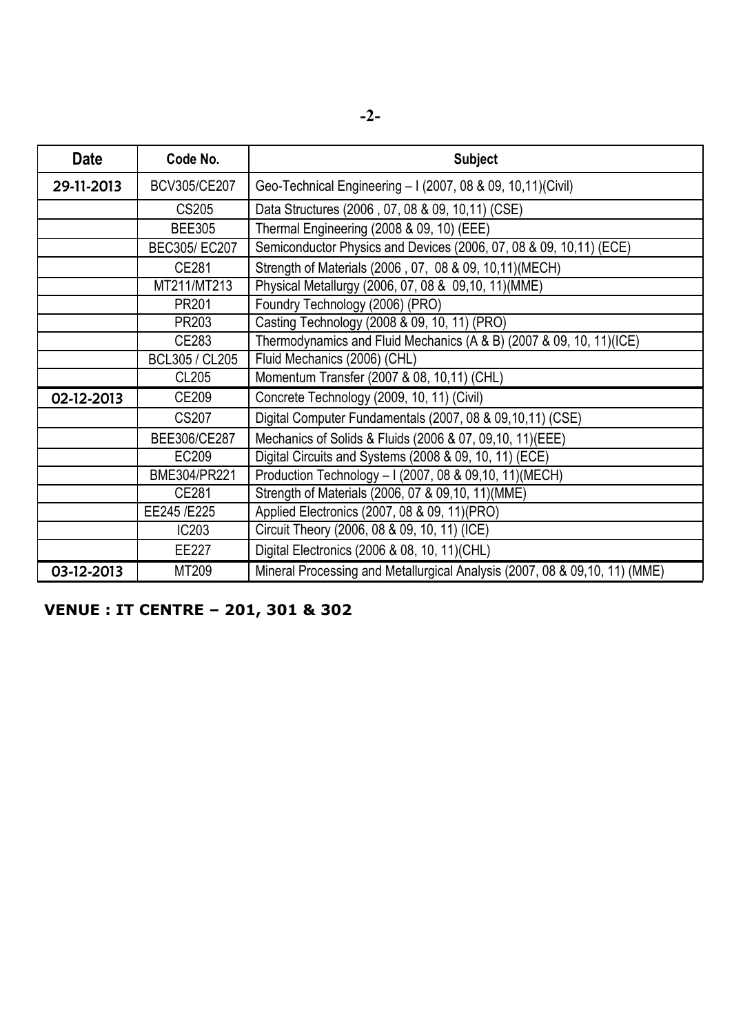| Date | Code No. | Subject |
| --- | --- | --- |
| 29-11-2013 | BCV305/CE207 | Geo-Technical Engineering – I (2007, 08 & 09, 10,11)(Civil) |
| | CS205 | Data Structures (2006 , 07, 08 & 09, 10,11) (CSE) |
| | BEE305 | Thermal Engineering (2008 & 09, 10) (EEE) |
| | BEC305/ EC207 | Semiconductor Physics and Devices (2006, 07, 08 & 09, 10,11) (ECE) |
| | CE281 | Strength of Materials (2006 , 07, 08 & 09, 10,11)(MECH) |
| | MT211/MT213 | Physical Metallurgy (2006, 07, 08 & 09,10, 11)(MME) |
| | PR201 | Foundry Technology (2006) (PRO) |
| | PR203 | Casting Technology (2008 & 09, 10, 11) (PRO) |
| | CE283 | Thermodynamics and Fluid Mechanics (A & B) (2007 & 09, 10, 11)(ICE) |
| | BCL305 / CL205 | Fluid Mechanics (2006) (CHL) |
| | CL205 | Momentum Transfer (2007 & 08, 10,11) (CHL) |
| 02-12-2013 | CE209 | Concrete Technology (2009, 10, 11) (Civil) |
| | CS207 | Digital Computer Fundamentals (2007, 08 & 09,10,11) (CSE) |
| | BEE306/CE287 | Mechanics of Solids & Fluids (2006 & 07, 09,10, 11)(EEE) |
| | EC209 | Digital Circuits and Systems (2008 & 09, 10, 11) (ECE) |
| | BME304/PR221 | Production Technology – I (2007, 08 & 09,10, 11)(MECH) |
| | CE281 | Strength of Materials (2006, 07 & 09,10, 11)(MME) |
| | EE245 /E225 | Applied Electronics (2007, 08 & 09, 11)(PRO) |
| | IC203 | Circuit Theory (2006, 08 & 09, 10, 11) (ICE) |
| | EE227 | Digital Electronics (2006 & 08, 10, 11)(CHL) |
| 03-12-2013 | MT209 | Mineral Processing and Metallurgical Analysis (2007, 08 & 09,10, 11) (MME) |

**VENUE : IT CENTRE – 201, 301 & 302**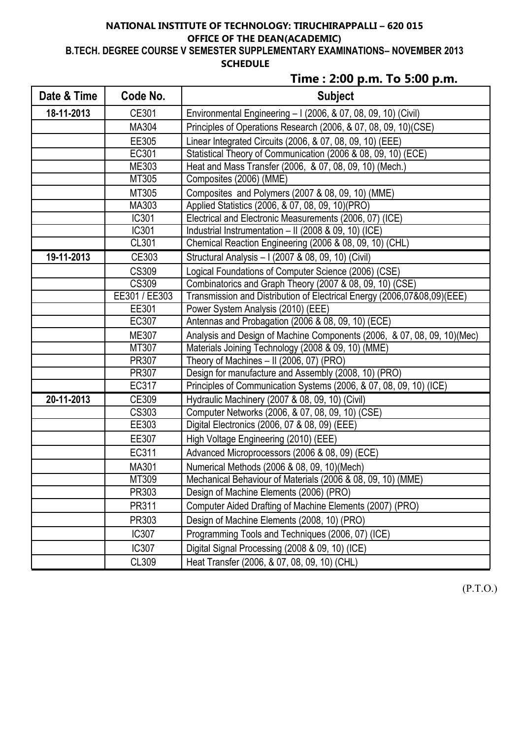**NATIONAL INSTITUTE OF TECHNOLOGY: TIRUCHIRAPPALLI – 620 015**
**OFFICE OF THE DEAN(ACADEMIC)**
**B.TECH. DEGREE COURSE V SEMESTER SUPPLEMENTARY EXAMINATIONS– NOVEMBER 2013**
**SCHEDULE**

**Time : 2:00 p.m. To 5:00 p.m.**

| Date & Time | Code No. | Subject |
|---|---|---|
| 18-11-2013 | CE301 | Environmental Engineering – I (2006, & 07, 08, 09, 10) (Civil) |
| | MA304 | Principles of Operations Research (2006, & 07, 08, 09, 10)(CSE) |
| | EE305 | Linear Integrated Circuits (2006, & 07, 08, 09, 10) (EEE) |
| | EC301 | Statistical Theory of Communication (2006 & 08, 09, 10) (ECE) |
| | ME303 | Heat and Mass Transfer (2006, & 07, 08, 09, 10) (Mech.) |
| | MT305 | Composites (2006) (MME) |
| | MT305 | Composites and Polymers (2007 & 08, 09, 10) (MME) |
| | MA303 | Applied Statistics (2006, & 07, 08, 09, 10)(PRO) |
| | IC301 | Electrical and Electronic Measurements (2006, 07) (ICE) |
| | IC301 | Industrial Instrumentation – II (2008 & 09, 10) (ICE) |
| | CL301 | Chemical Reaction Engineering (2006 & 08, 09, 10) (CHL) |
| 19-11-2013 | CE303 | Structural Analysis – I (2007 & 08, 09, 10) (Civil) |
| | CS309 | Logical Foundations of Computer Science (2006) (CSE) |
| | CS309 | Combinatorics and Graph Theory (2007 & 08, 09, 10) (CSE) |
| | EE301 / EE303 | Transmission and Distribution of Electrical Energy (2006,07&08,09)(EEE) |
| | EE301 | Power System Analysis (2010) (EEE) |
| | EC307 | Antennas and Probagation (2006 & 08, 09, 10) (ECE) |
| | ME307 | Analysis and Design of Machine Components (2006, & 07, 08, 09, 10)(Mec) |
| | MT307 | Materials Joining Technology (2008 & 09, 10) (MME) |
| | PR307 | Theory of Machines – II (2006, 07) (PRO) |
| | PR307 | Design for manufacture and Assembly (2008, 10) (PRO) |
| | EC317 | Principles of Communication Systems (2006, & 07, 08, 09, 10) (ICE) |
| 20-11-2013 | CE309 | Hydraulic Machinery (2007 & 08, 09, 10) (Civil) |
| | CS303 | Computer Networks (2006, & 07, 08, 09, 10) (CSE) |
| | EE303 | Digital Electronics (2006, 07 & 08, 09) (EEE) |
| | EE307 | High Voltage Engineering (2010) (EEE) |
| | EC311 | Advanced Microprocessors (2006 & 08, 09) (ECE) |
| | MA301 | Numerical Methods (2006 & 08, 09, 10)(Mech) |
| | MT309 | Mechanical Behaviour of Materials (2006 & 08, 09, 10) (MME) |
| | PR303 | Design of Machine Elements (2006) (PRO) |
| | PR311 | Computer Aided Drafting of Machine Elements (2007) (PRO) |
| | PR303 | Design of Machine Elements (2008, 10) (PRO) |
| | IC307 | Programming Tools and Techniques (2006, 07) (ICE) |
| | IC307 | Digital Signal Processing (2008 & 09, 10) (ICE) |
| | CL309 | Heat Transfer (2006, & 07, 08, 09, 10) (CHL) |

(P.T.O.)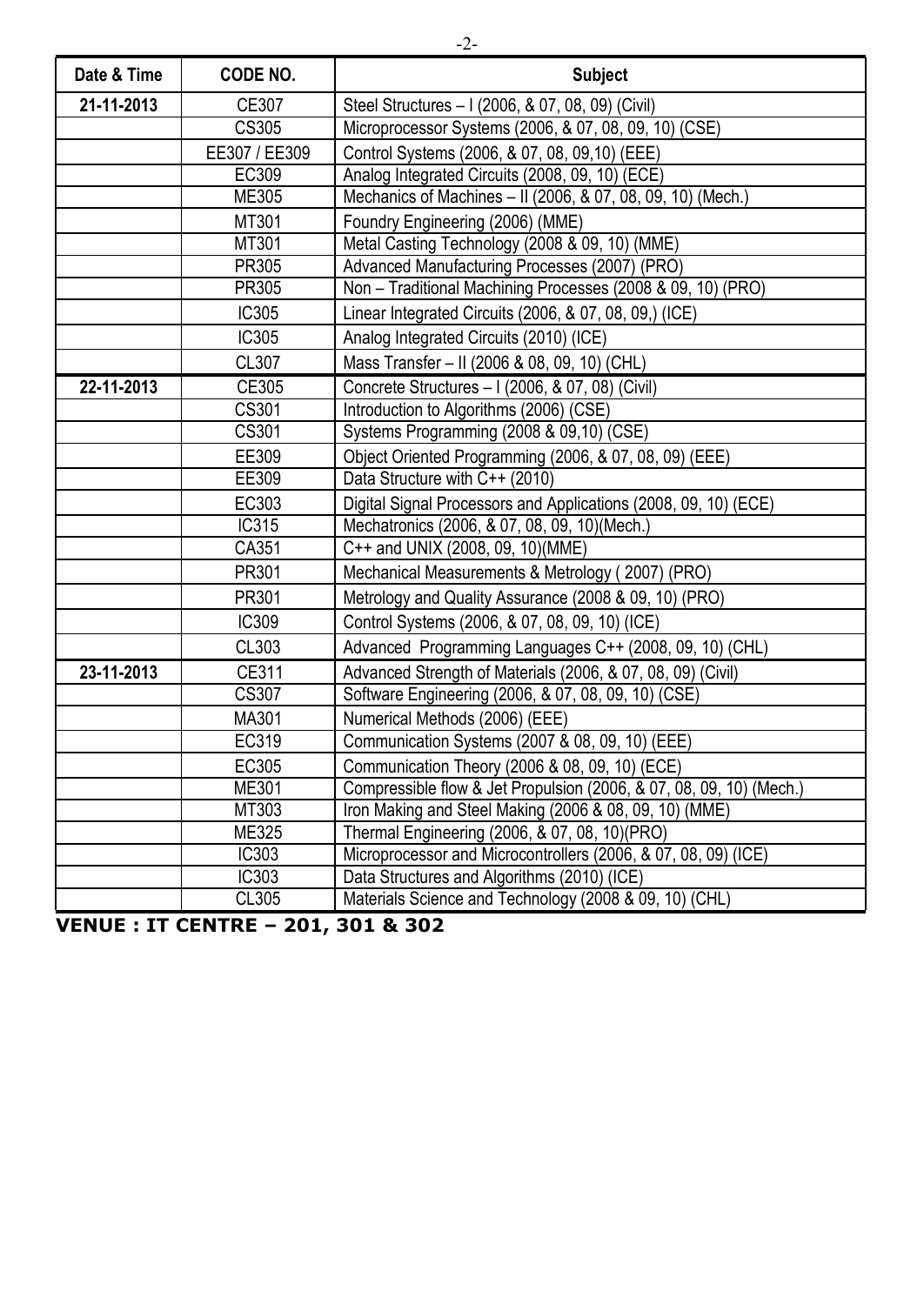| Date & Time | CODE NO. | Subject |
|---|---|---|
| 21-11-2013 | CE307 | Steel Structures – I (2006, & 07, 08, 09) (Civil) |
| | CS305 | Microprocessor Systems (2006, & 07, 08, 09, 10) (CSE) |
| | EE307 / EE309 | Control Systems (2006, & 07, 08, 09,10) (EEE) |
| | EC309 | Analog Integrated Circuits (2008, 09, 10) (ECE) |
| | ME305 | Mechanics of Machines – II (2006, & 07, 08, 09, 10) (Mech.) |
| | MT301 | Foundry Engineering (2006) (MME) |
| | MT301 | Metal Casting Technology (2008 & 09, 10) (MME) |
| | PR305 | Advanced Manufacturing Processes (2007) (PRO) |
| | PR305 | Non – Traditional Machining Processes (2008 & 09, 10) (PRO) |
| | IC305 | Linear Integrated Circuits (2006, & 07, 08, 09,) (ICE) |
| | IC305 | Analog Integrated Circuits (2010) (ICE) |
| | CL307 | Mass Transfer – II (2006 & 08, 09, 10) (CHL) |
| 22-11-2013 | CE305 | Concrete Structures – I (2006, & 07, 08) (Civil) |
| | CS301 | Introduction to Algorithms (2006) (CSE) |
| | CS301 | Systems Programming (2008 & 09,10) (CSE) |
| | EE309 | Object Oriented Programming (2006, & 07, 08, 09) (EEE) |
| | EE309 | Data Structure with C++ (2010) |
| | EC303 | Digital Signal Processors and Applications (2008, 09, 10) (ECE) |
| | IC315 | Mechatronics (2006, & 07, 08, 09, 10)(Mech.) |
| | CA351 | C++ and UNIX (2008, 09, 10)(MME) |
| | PR301 | Mechanical Measurements & Metrology ( 2007) (PRO) |
| | PR301 | Metrology and Quality Assurance (2008 & 09, 10) (PRO) |
| | IC309 | Control Systems (2006, & 07, 08, 09, 10) (ICE) |
| | CL303 | Advanced Programming Languages C++ (2008, 09, 10) (CHL) |
| 23-11-2013 | CE311 | Advanced Strength of Materials (2006, & 07, 08, 09) (Civil) |
| | CS307 | Software Engineering (2006, & 07, 08, 09, 10) (CSE) |
| | MA301 | Numerical Methods (2006) (EEE) |
| | EC319 | Communication Systems (2007 & 08, 09, 10) (EEE) |
| | EC305 | Communication Theory (2006 & 08, 09, 10) (ECE) |
| | ME301 | Compressible flow & Jet Propulsion (2006, & 07, 08, 09, 10) (Mech.) |
| | MT303 | Iron Making and Steel Making (2006 & 08, 09, 10) (MME) |
| | ME325 | Thermal Engineering (2006, & 07, 08, 10)(PRO) |
| | IC303 | Microprocessor and Microcontrollers (2006, & 07, 08, 09) (ICE) |
| | IC303 | Data Structures and Algorithms (2010) (ICE) |
| | CL305 | Materials Science and Technology (2008 & 09, 10) (CHL) |

**VENUE : IT CENTRE – 201, 301 & 302**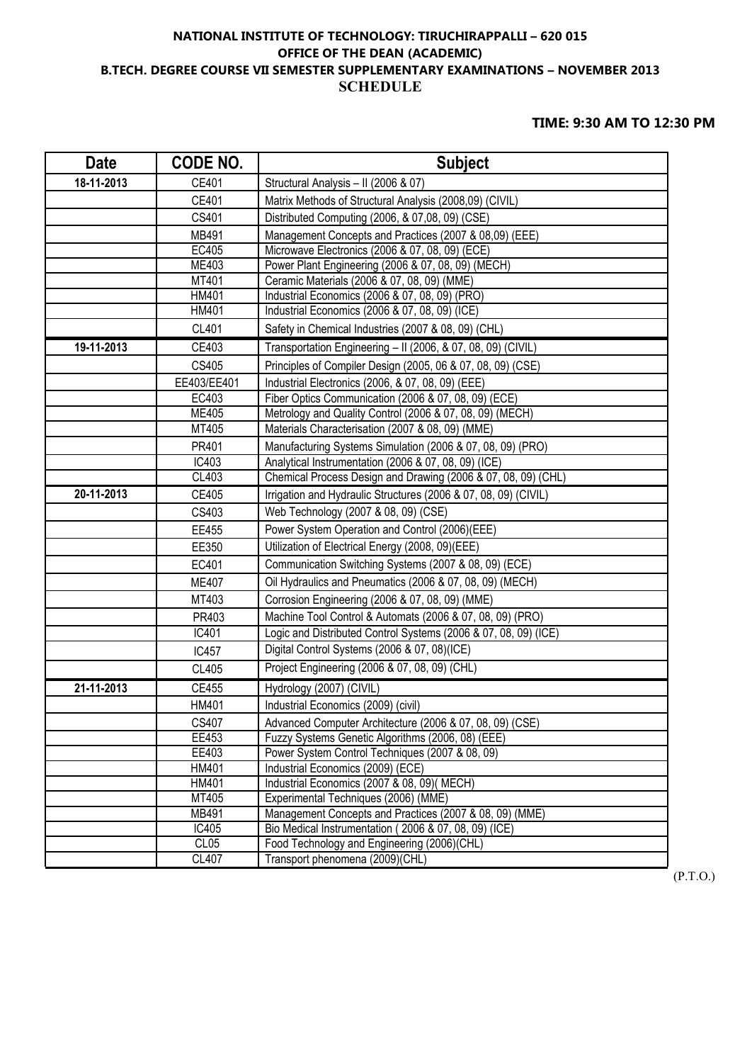**NATIONAL INSTITUTE OF TECHNOLOGY: TIRUCHIRAPPALLI – 620 015**
**OFFICE OF THE DEAN (ACADEMIC)**
**B.TECH. DEGREE COURSE VII SEMESTER SUPPLEMENTARY EXAMINATIONS – NOVEMBER 2013**
**SCHEDULE**

**TIME: 9:30 AM TO 12:30 PM**

| Date | CODE NO. | Subject |
|---|---|---|
| 18-11-2013 | CE401 | Structural Analysis – II (2006 & 07) |
| | CE401 | Matrix Methods of Structural Analysis (2008,09) (CIVIL) |
| | CS401 | Distributed Computing (2006, & 07,08, 09) (CSE) |
| | MB491 | Management Concepts and Practices (2007 & 08,09) (EEE) |
| | EC405 | Microwave Electronics (2006 & 07, 08, 09) (ECE) |
| | ME403 | Power Plant Engineering (2006 & 07, 08, 09) (MECH) |
| | MT401 | Ceramic Materials (2006 & 07, 08, 09) (MME) |
| | HM401 | Industrial Economics (2006 & 07, 08, 09) (PRO) |
| | HM401 | Industrial Economics (2006 & 07, 08, 09) (ICE) |
| | CL401 | Safety in Chemical Industries (2007 & 08, 09) (CHL) |
| 19-11-2013 | CE403 | Transportation Engineering – II (2006, & 07, 08, 09) (CIVIL) |
| | CS405 | Principles of Compiler Design (2005, 06 & 07, 08, 09) (CSE) |
| | EE403/EE401 | Industrial Electronics (2006, & 07, 08, 09) (EEE) |
| | EC403 | Fiber Optics Communication (2006 & 07, 08, 09) (ECE) |
| | ME405 | Metrology and Quality Control (2006 & 07, 08, 09) (MECH) |
| | MT405 | Materials Characterisation (2007 & 08, 09) (MME) |
| | PR401 | Manufacturing Systems Simulation (2006 & 07, 08, 09) (PRO) |
| | IC403 | Analytical Instrumentation (2006 & 07, 08, 09) (ICE) |
| | CL403 | Chemical Process Design and Drawing (2006 & 07, 08, 09) (CHL) |
| 20-11-2013 | CE405 | Irrigation and Hydraulic Structures (2006 & 07, 08, 09) (CIVIL) |
| | CS403 | Web Technology (2007 & 08, 09) (CSE) |
| | EE455 | Power System Operation and Control (2006)(EEE) |
| | EE350 | Utilization of Electrical Energy (2008, 09)(EEE) |
| | EC401 | Communication Switching Systems (2007 & 08, 09) (ECE) |
| | ME407 | Oil Hydraulics and Pneumatics (2006 & 07, 08, 09) (MECH) |
| | MT403 | Corrosion Engineering (2006 & 07, 08, 09) (MME) |
| | PR403 | Machine Tool Control & Automats (2006 & 07, 08, 09) (PRO) |
| | IC401 | Logic and Distributed Control Systems (2006 & 07, 08, 09) (ICE) |
| | IC457 | Digital Control Systems (2006 & 07, 08)(ICE) |
| | CL405 | Project Engineering (2006 & 07, 08, 09) (CHL) |
| 21-11-2013 | CE455 | Hydrology (2007) (CIVIL) |
| | HM401 | Industrial Economics (2009) (civil) |
| | CS407 | Advanced Computer Architecture (2006 & 07, 08, 09) (CSE) |
| | EE453 | Fuzzy Systems Genetic Algorithms (2006, 08) (EEE) |
| | EE403 | Power System Control Techniques (2007 & 08, 09) |
| | HM401 | Industrial Economics (2009) (ECE) |
| | HM401 | Industrial Economics (2007 & 08, 09)( MECH) |
| | MT405 | Experimental Techniques (2006) (MME) |
| | MB491 | Management Concepts and Practices (2007 & 08, 09) (MME) |
| | IC405 | Bio Medical Instrumentation ( 2006 & 07, 08, 09) (ICE) |
| | CL05 | Food Technology and Engineering (2006)(CHL) |
| | CL407 | Transport phenomena (2009)(CHL) |

(P.T.O.)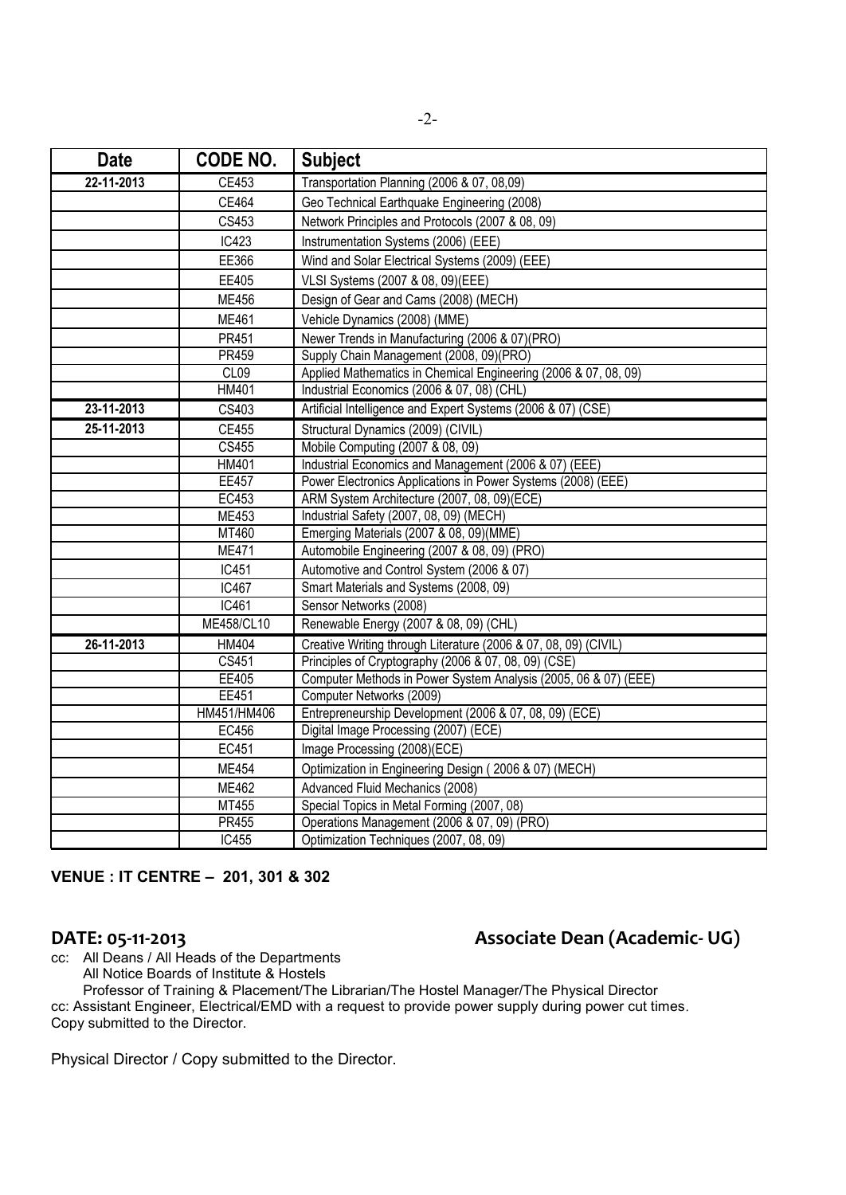| Date | CODE NO. | Subject |
| --- | --- | --- |
| 22-11-2013 | CE453 | Transportation Planning (2006 & 07, 08,09) |
| | CE464 | Geo Technical Earthquake Engineering (2008) |
| | CS453 | Network Principles and Protocols (2007 & 08, 09) |
| | IC423 | Instrumentation Systems (2006) (EEE) |
| | EE366 | Wind and Solar Electrical Systems (2009) (EEE) |
| | EE405 | VLSI Systems (2007 & 08, 09)(EEE) |
| | ME456 | Design of Gear and Cams (2008) (MECH) |
| | ME461 | Vehicle Dynamics (2008) (MME) |
| | PR451 | Newer Trends in Manufacturing (2006 & 07)(PRO) |
| | PR459 | Supply Chain Management (2008, 09)(PRO) |
| | CL09 | Applied Mathematics in Chemical Engineering (2006 & 07, 08, 09) |
| | HM401 | Industrial Economics (2006 & 07, 08) (CHL) |
| 23-11-2013 | CS403 | Artificial Intelligence and Expert Systems (2006 & 07) (CSE) |
| 25-11-2013 | CE455 | Structural Dynamics (2009) (CIVIL) |
| | CS455 | Mobile Computing (2007 & 08, 09) |
| | HM401 | Industrial Economics and Management (2006 & 07) (EEE) |
| | EE457 | Power Electronics Applications in Power Systems (2008) (EEE) |
| | EC453 | ARM System Architecture (2007, 08, 09)(ECE) |
| | ME453 | Industrial Safety (2007, 08, 09) (MECH) |
| | MT460 | Emerging Materials (2007 & 08, 09)(MME) |
| | ME471 | Automobile Engineering (2007 & 08, 09) (PRO) |
| | IC451 | Automotive and Control System (2006 & 07) |
| | IC467 | Smart Materials and Systems (2008, 09) |
| | IC461 | Sensor Networks (2008) |
| | ME458/CL10 | Renewable Energy (2007 & 08, 09) (CHL) |
| 26-11-2013 | HM404 | Creative Writing through Literature (2006 & 07, 08, 09) (CIVIL) |
| | CS451 | Principles of Cryptography (2006 & 07, 08, 09) (CSE) |
| | EE405 | Computer Methods in Power System Analysis (2005, 06 & 07) (EEE) |
| | EE451 | Computer Networks (2009) |
| | HM451/HM406 | Entrepreneurship Development (2006 & 07, 08, 09) (ECE) |
| | EC456 | Digital Image Processing (2007) (ECE) |
| | EC451 | Image Processing (2008)(ECE) |
| | ME454 | Optimization in Engineering Design ( 2006 & 07) (MECH) |
| | ME462 | Advanced Fluid Mechanics (2008) |
| | MT455 | Special Topics in Metal Forming (2007, 08) |
| | PR455 | Operations Management (2006 & 07, 09) (PRO) |
| | IC455 | Optimization Techniques (2007, 08, 09) |

**VENUE : IT CENTRE – 201, 301 & 302**

**DATE: 05-11-2013** **Associate Dean (Academic- UG)**

cc: All Deans / All Heads of the Departments
All Notice Boards of Institute & Hostels
Professor of Training & Placement/The Librarian/The Hostel Manager/The Physical Director
cc: Assistant Engineer, Electrical/EMD with a request to provide power supply during power cut times.
Copy submitted to the Director.

Physical Director / Copy submitted to the Director.